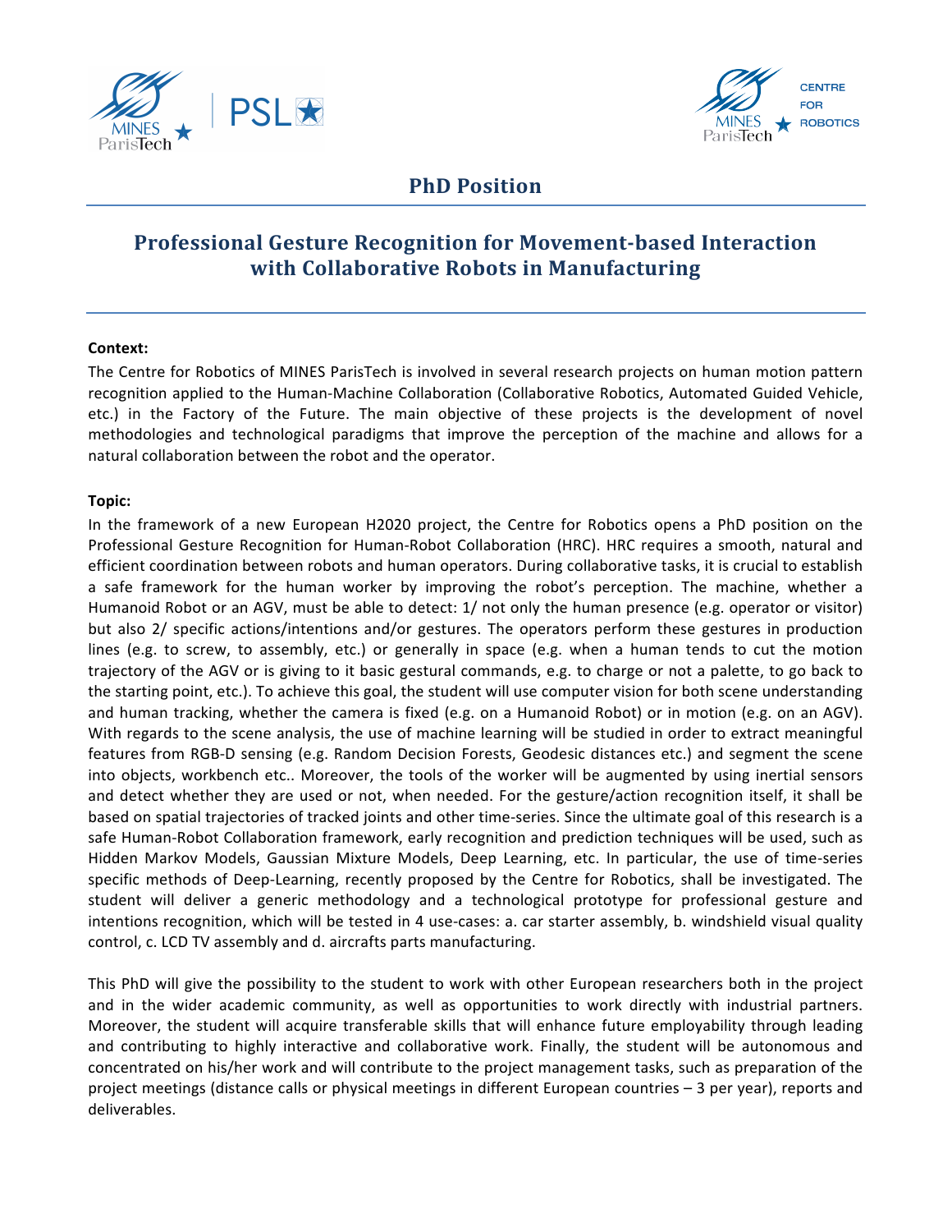# PhD Position

## Professional Gesture Recognition for Movement-based Interaction with Collaborative Robots in Manufacturing

**Context:**

The Centre for Robotics of MINES ParisTech is involved in several research projects on human motion pattern recognition applied to the Human-Machine Collaboration (Collaborative Robotics, Automated Guided Vehicle, etc.) in the Factory of the Future. The main objective of these projects is the development of novel methodologies and technological paradigms that improve the perception of the machine and allows for a natural collaboration between the robot and the operator.

**Topic:**

In the framework of a new European H2020 project, the Centre for Robotics opens a PhD position on the Professional Gesture Recognition for Human-Robot Collaboration (HRC). HRC requires a smooth, natural and efficient coordination between robots and human operators. During collaborative tasks, it is crucial to establish a safe framework for the human worker by improving the robot's perception. The machine, whether a Humanoid Robot or an AGV, must be able to detect: 1/ not only the human presence (e.g. operator or visitor) but also 2/ specific actions/intentions and/or gestures. The operators perform these gestures in production lines (e.g. to screw, to assembly, etc.) or generally in space (e.g. when a human tends to cut the motion trajectory of the AGV or is giving to it basic gestural commands, e.g. to charge or not a palette, to go back to the starting point, etc.). To achieve this goal, the student will use computer vision for both scene understanding and human tracking, whether the camera is fixed (e.g. on a Humanoid Robot) or in motion (e.g. on an AGV). With regards to the scene analysis, the use of machine learning will be studied in order to extract meaningful features from RGB-D sensing (e.g. Random Decision Forests, Geodesic distances etc.) and segment the scene into objects, workbench etc.. Moreover, the tools of the worker will be augmented by using inertial sensors and detect whether they are used or not, when needed. For the gesture/action recognition itself, it shall be based on spatial trajectories of tracked joints and other time-series. Since the ultimate goal of this research is a safe Human-Robot Collaboration framework, early recognition and prediction techniques will be used, such as Hidden Markov Models, Gaussian Mixture Models, Deep Learning, etc. In particular, the use of time-series specific methods of Deep-Learning, recently proposed by the Centre for Robotics, shall be investigated. The student will deliver a generic methodology and a technological prototype for professional gesture and intentions recognition, which will be tested in 4 use-cases: a. car starter assembly, b. windshield visual quality control, c. LCD TV assembly and d. aircrafts parts manufacturing.

This PhD will give the possibility to the student to work with other European researchers both in the project and in the wider academic community, as well as opportunities to work directly with industrial partners. Moreover, the student will acquire transferable skills that will enhance future employability through leading and contributing to highly interactive and collaborative work. Finally, the student will be autonomous and concentrated on his/her work and will contribute to the project management tasks, such as preparation of the project meetings (distance calls or physical meetings in different European countries – 3 per year), reports and deliverables.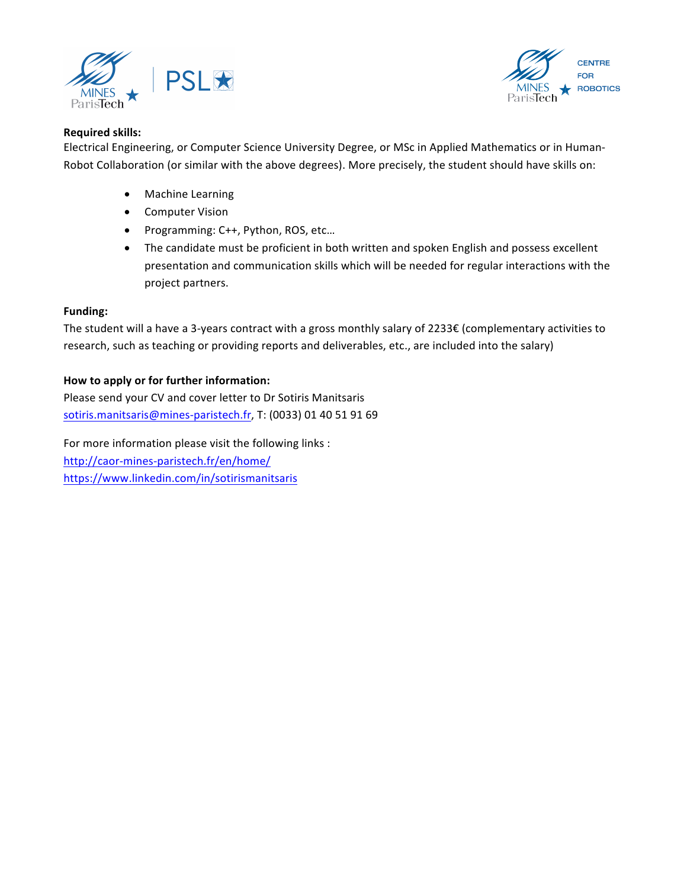**Required skills:**

Electrical Engineering, or Computer Science University Degree, or MSc in Applied Mathematics or in Human-Robot Collaboration (or similar with the above degrees). More precisely, the student should have skills on:

- Machine Learning
- Computer Vision
- Programming: C++, Python, ROS, etc…
- The candidate must be proficient in both written and spoken English and possess excellent presentation and communication skills which will be needed for regular interactions with the project partners.

**Funding:**

The student will a have a 3-years contract with a gross monthly salary of 2233€ (complementary activities to research, such as teaching or providing reports and deliverables, etc., are included into the salary)

**How to apply or for further information:**

Please send your CV and cover letter to Dr Sotiris Manitsaris
sotiris.manitsaris@mines-paristech.fr, T: (0033) 01 40 51 91 69

For more information please visit the following links :
http://caor-mines-paristech.fr/en/home/
https://www.linkedin.com/in/sotirismanitsaris